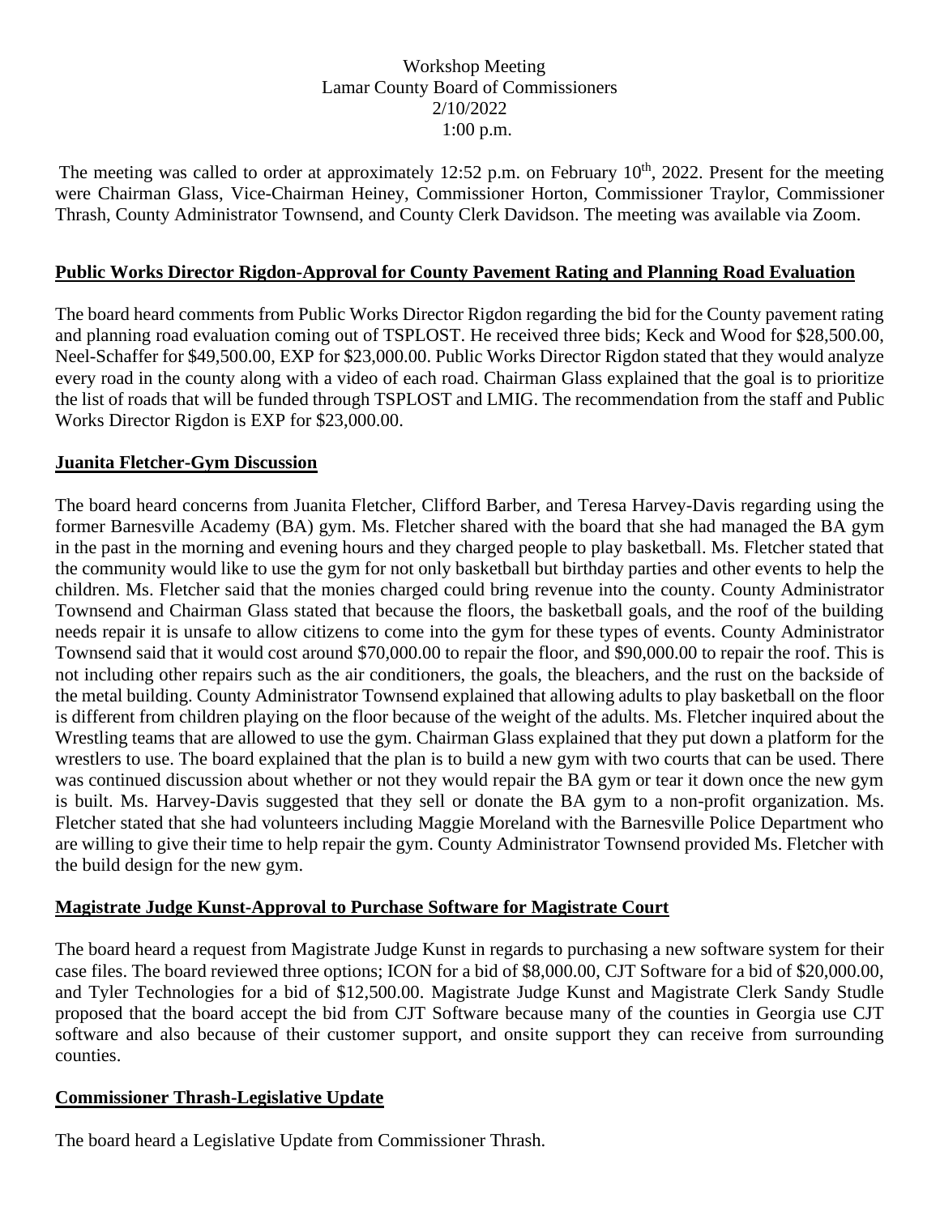Workshop Meeting
Lamar County Board of Commissioners
2/10/2022
1:00 p.m.

The meeting was called to order at approximately 12:52 p.m. on February 10th, 2022. Present for the meeting were Chairman Glass, Vice-Chairman Heiney, Commissioner Horton, Commissioner Traylor, Commissioner Thrash, County Administrator Townsend, and County Clerk Davidson. The meeting was available via Zoom.

**Public Works Director Rigdon-Approval for County Pavement Rating and Planning Road Evaluation**

The board heard comments from Public Works Director Rigdon regarding the bid for the County pavement rating and planning road evaluation coming out of TSPLOST. He received three bids; Keck and Wood for $28,500.00, Neel-Schaffer for $49,500.00, EXP for $23,000.00. Public Works Director Rigdon stated that they would analyze every road in the county along with a video of each road. Chairman Glass explained that the goal is to prioritize the list of roads that will be funded through TSPLOST and LMIG. The recommendation from the staff and Public Works Director Rigdon is EXP for $23,000.00.

**Juanita Fletcher-Gym Discussion**

The board heard concerns from Juanita Fletcher, Clifford Barber, and Teresa Harvey-Davis regarding using the former Barnesville Academy (BA) gym. Ms. Fletcher shared with the board that she had managed the BA gym in the past in the morning and evening hours and they charged people to play basketball. Ms. Fletcher stated that the community would like to use the gym for not only basketball but birthday parties and other events to help the children. Ms. Fletcher said that the monies charged could bring revenue into the county. County Administrator Townsend and Chairman Glass stated that because the floors, the basketball goals, and the roof of the building needs repair it is unsafe to allow citizens to come into the gym for these types of events. County Administrator Townsend said that it would cost around $70,000.00 to repair the floor, and $90,000.00 to repair the roof. This is not including other repairs such as the air conditioners, the goals, the bleachers, and the rust on the backside of the metal building. County Administrator Townsend explained that allowing adults to play basketball on the floor is different from children playing on the floor because of the weight of the adults. Ms. Fletcher inquired about the Wrestling teams that are allowed to use the gym. Chairman Glass explained that they put down a platform for the wrestlers to use. The board explained that the plan is to build a new gym with two courts that can be used. There was continued discussion about whether or not they would repair the BA gym or tear it down once the new gym is built. Ms. Harvey-Davis suggested that they sell or donate the BA gym to a non-profit organization. Ms. Fletcher stated that she had volunteers including Maggie Moreland with the Barnesville Police Department who are willing to give their time to help repair the gym. County Administrator Townsend provided Ms. Fletcher with the build design for the new gym.

**Magistrate Judge Kunst-Approval to Purchase Software for Magistrate Court**

The board heard a request from Magistrate Judge Kunst in regards to purchasing a new software system for their case files. The board reviewed three options; ICON for a bid of $8,000.00, CJT Software for a bid of $20,000.00, and Tyler Technologies for a bid of $12,500.00. Magistrate Judge Kunst and Magistrate Clerk Sandy Studle proposed that the board accept the bid from CJT Software because many of the counties in Georgia use CJT software and also because of their customer support, and onsite support they can receive from surrounding counties.

**Commissioner Thrash-Legislative Update**

The board heard a Legislative Update from Commissioner Thrash.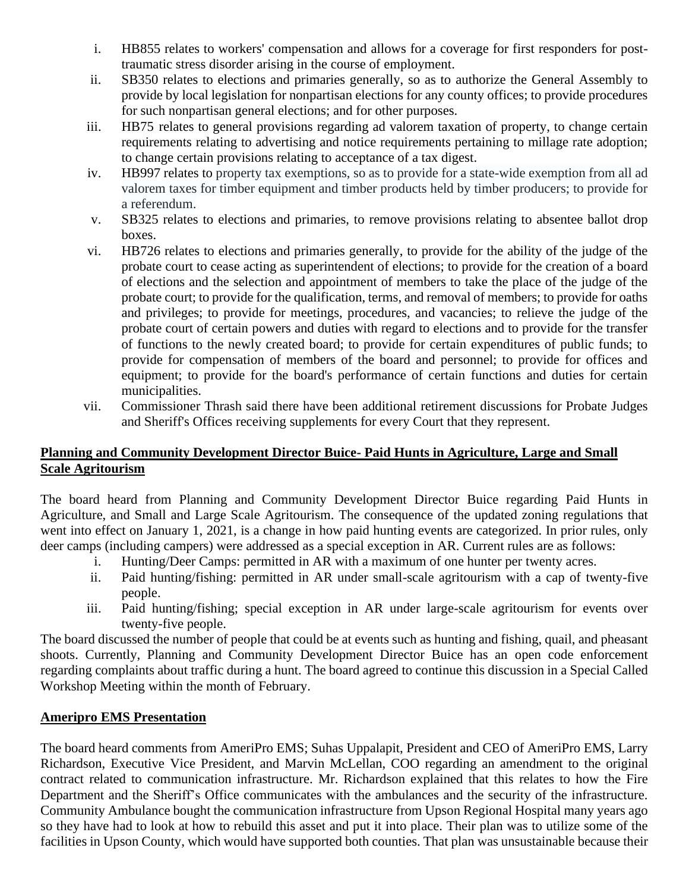i. HB855 relates to workers' compensation and allows for a coverage for first responders for post-traumatic stress disorder arising in the course of employment.
ii. SB350 relates to elections and primaries generally, so as to authorize the General Assembly to provide by local legislation for nonpartisan elections for any county offices; to provide procedures for such nonpartisan general elections; and for other purposes.
iii. HB75 relates to general provisions regarding ad valorem taxation of property, to change certain requirements relating to advertising and notice requirements pertaining to millage rate adoption; to change certain provisions relating to acceptance of a tax digest.
iv. HB997 relates to property tax exemptions, so as to provide for a state-wide exemption from all ad valorem taxes for timber equipment and timber products held by timber producers; to provide for a referendum.
v. SB325 relates to elections and primaries, to remove provisions relating to absentee ballot drop boxes.
vi. HB726 relates to elections and primaries generally, to provide for the ability of the judge of the probate court to cease acting as superintendent of elections; to provide for the creation of a board of elections and the selection and appointment of members to take the place of the judge of the probate court; to provide for the qualification, terms, and removal of members; to provide for oaths and privileges; to provide for meetings, procedures, and vacancies; to relieve the judge of the probate court of certain powers and duties with regard to elections and to provide for the transfer of functions to the newly created board; to provide for certain expenditures of public funds; to provide for compensation of members of the board and personnel; to provide for offices and equipment; to provide for the board's performance of certain functions and duties for certain municipalities.
vii. Commissioner Thrash said there have been additional retirement discussions for Probate Judges and Sheriff's Offices receiving supplements for every Court that they represent.

**Planning and Community Development Director Buice- Paid Hunts in Agriculture, Large and Small Scale Agritourism**

The board heard from Planning and Community Development Director Buice regarding Paid Hunts in Agriculture, and Small and Large Scale Agritourism. The consequence of the updated zoning regulations that went into effect on January 1, 2021, is a change in how paid hunting events are categorized. In prior rules, only deer camps (including campers) were addressed as a special exception in AR. Current rules are as follows:

i. Hunting/Deer Camps: permitted in AR with a maximum of one hunter per twenty acres.
ii. Paid hunting/fishing: permitted in AR under small-scale agritourism with a cap of twenty-five people.
iii. Paid hunting/fishing; special exception in AR under large-scale agritourism for events over twenty-five people.

The board discussed the number of people that could be at events such as hunting and fishing, quail, and pheasant shoots. Currently, Planning and Community Development Director Buice has an open code enforcement regarding complaints about traffic during a hunt. The board agreed to continue this discussion in a Special Called Workshop Meeting within the month of February.

**Ameripro EMS Presentation**

The board heard comments from AmeriPro EMS; Suhas Uppalapit, President and CEO of AmeriPro EMS, Larry Richardson, Executive Vice President, and Marvin McLellan, COO regarding an amendment to the original contract related to communication infrastructure. Mr. Richardson explained that this relates to how the Fire Department and the Sheriff's Office communicates with the ambulances and the security of the infrastructure. Community Ambulance bought the communication infrastructure from Upson Regional Hospital many years ago so they have had to look at how to rebuild this asset and put it into place. Their plan was to utilize some of the facilities in Upson County, which would have supported both counties. That plan was unsustainable because their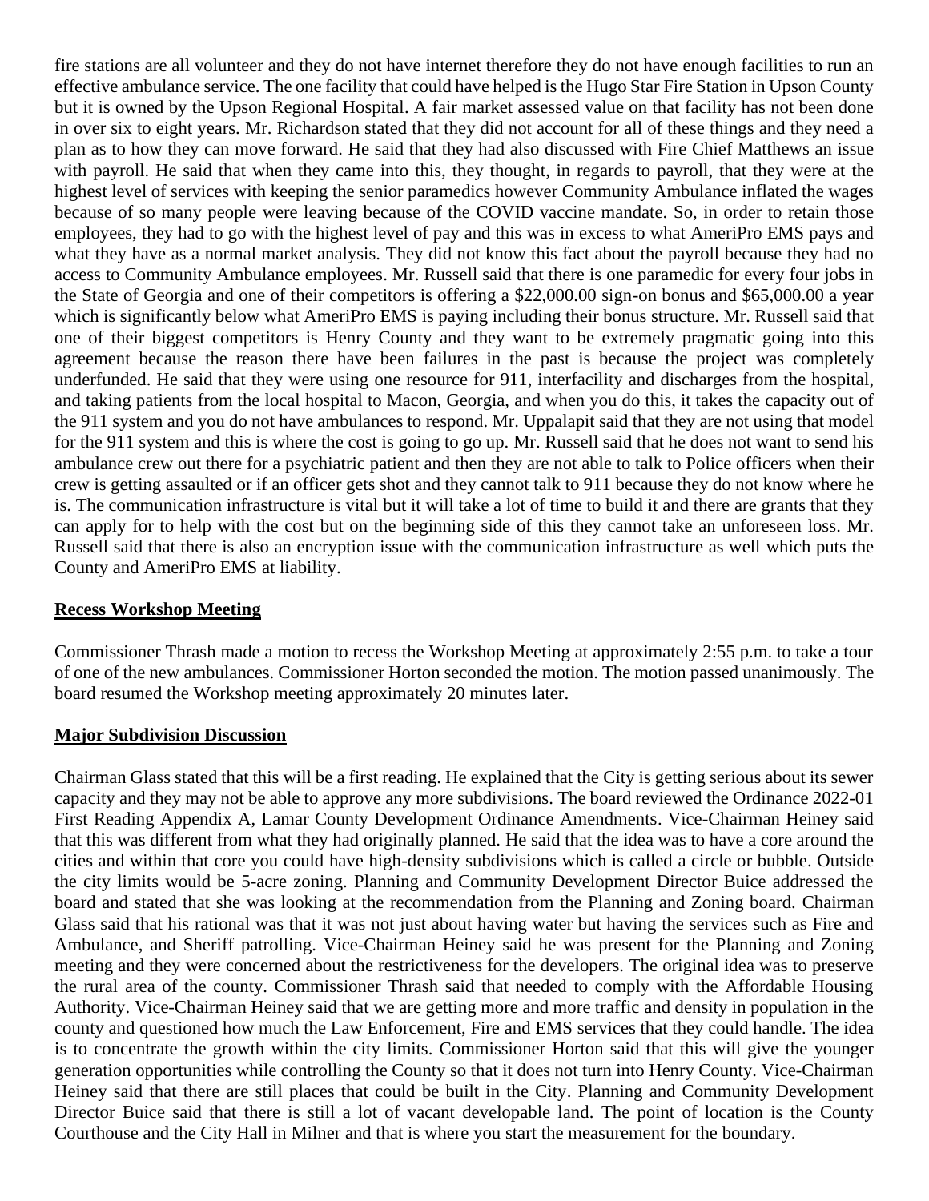fire stations are all volunteer and they do not have internet therefore they do not have enough facilities to run an effective ambulance service. The one facility that could have helped is the Hugo Star Fire Station in Upson County but it is owned by the Upson Regional Hospital. A fair market assessed value on that facility has not been done in over six to eight years. Mr. Richardson stated that they did not account for all of these things and they need a plan as to how they can move forward. He said that they had also discussed with Fire Chief Matthews an issue with payroll. He said that when they came into this, they thought, in regards to payroll, that they were at the highest level of services with keeping the senior paramedics however Community Ambulance inflated the wages because of so many people were leaving because of the COVID vaccine mandate. So, in order to retain those employees, they had to go with the highest level of pay and this was in excess to what AmeriPro EMS pays and what they have as a normal market analysis. They did not know this fact about the payroll because they had no access to Community Ambulance employees. Mr. Russell said that there is one paramedic for every four jobs in the State of Georgia and one of their competitors is offering a $22,000.00 sign-on bonus and $65,000.00 a year which is significantly below what AmeriPro EMS is paying including their bonus structure. Mr. Russell said that one of their biggest competitors is Henry County and they want to be extremely pragmatic going into this agreement because the reason there have been failures in the past is because the project was completely underfunded. He said that they were using one resource for 911, interfacility and discharges from the hospital, and taking patients from the local hospital to Macon, Georgia, and when you do this, it takes the capacity out of the 911 system and you do not have ambulances to respond. Mr. Uppalapit said that they are not using that model for the 911 system and this is where the cost is going to go up. Mr. Russell said that he does not want to send his ambulance crew out there for a psychiatric patient and then they are not able to talk to Police officers when their crew is getting assaulted or if an officer gets shot and they cannot talk to 911 because they do not know where he is. The communication infrastructure is vital but it will take a lot of time to build it and there are grants that they can apply for to help with the cost but on the beginning side of this they cannot take an unforeseen loss. Mr. Russell said that there is also an encryption issue with the communication infrastructure as well which puts the County and AmeriPro EMS at liability.

**Recess Workshop Meeting**

Commissioner Thrash made a motion to recess the Workshop Meeting at approximately 2:55 p.m. to take a tour of one of the new ambulances. Commissioner Horton seconded the motion. The motion passed unanimously. The board resumed the Workshop meeting approximately 20 minutes later.

**Major Subdivision Discussion**

Chairman Glass stated that this will be a first reading. He explained that the City is getting serious about its sewer capacity and they may not be able to approve any more subdivisions. The board reviewed the Ordinance 2022-01 First Reading Appendix A, Lamar County Development Ordinance Amendments. Vice-Chairman Heiney said that this was different from what they had originally planned. He said that the idea was to have a core around the cities and within that core you could have high-density subdivisions which is called a circle or bubble. Outside the city limits would be 5-acre zoning. Planning and Community Development Director Buice addressed the board and stated that she was looking at the recommendation from the Planning and Zoning board. Chairman Glass said that his rational was that it was not just about having water but having the services such as Fire and Ambulance, and Sheriff patrolling. Vice-Chairman Heiney said he was present for the Planning and Zoning meeting and they were concerned about the restrictiveness for the developers. The original idea was to preserve the rural area of the county. Commissioner Thrash said that needed to comply with the Affordable Housing Authority. Vice-Chairman Heiney said that we are getting more and more traffic and density in population in the county and questioned how much the Law Enforcement, Fire and EMS services that they could handle. The idea is to concentrate the growth within the city limits. Commissioner Horton said that this will give the younger generation opportunities while controlling the County so that it does not turn into Henry County. Vice-Chairman Heiney said that there are still places that could be built in the City. Planning and Community Development Director Buice said that there is still a lot of vacant developable land. The point of location is the County Courthouse and the City Hall in Milner and that is where you start the measurement for the boundary.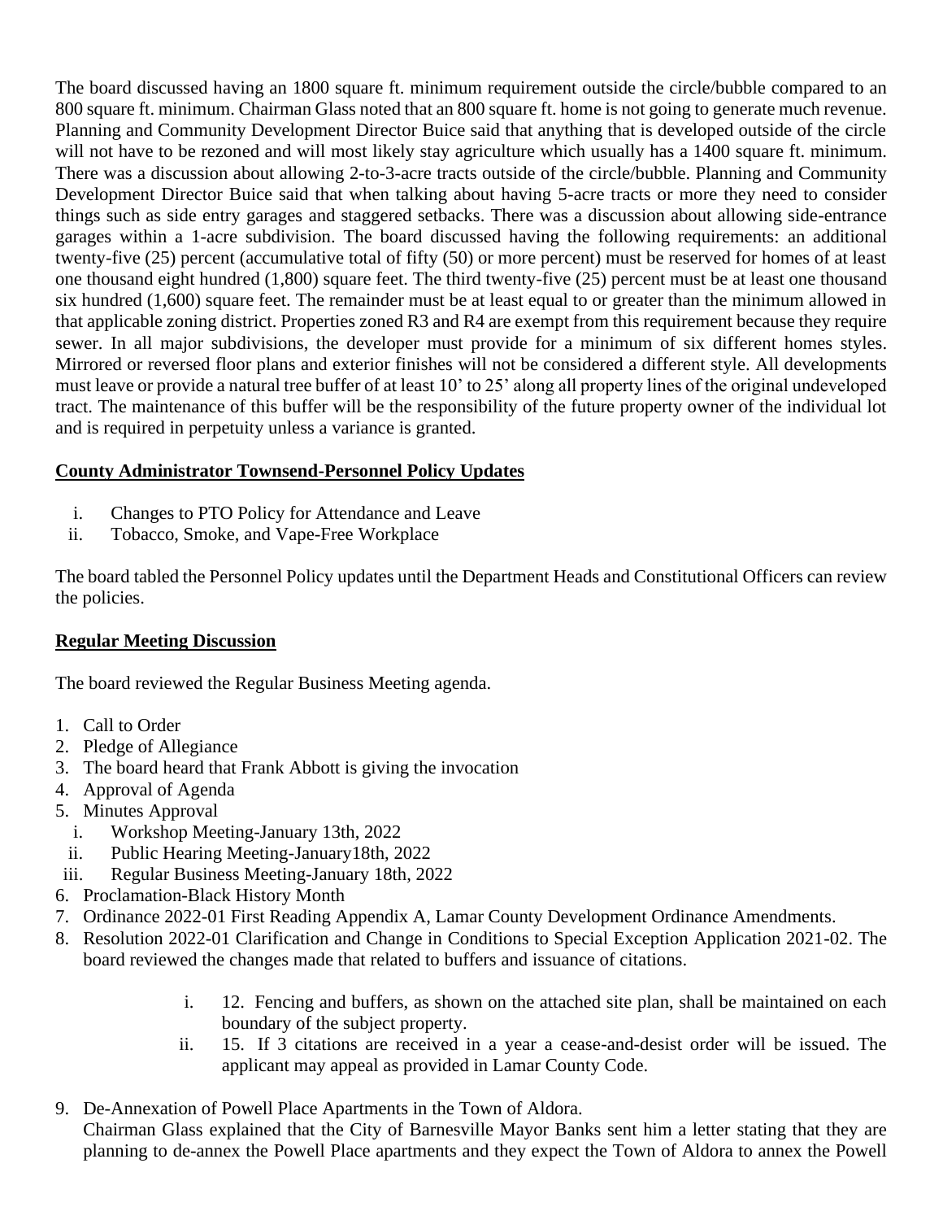The board discussed having an 1800 square ft. minimum requirement outside the circle/bubble compared to an 800 square ft. minimum. Chairman Glass noted that an 800 square ft. home is not going to generate much revenue. Planning and Community Development Director Buice said that anything that is developed outside of the circle will not have to be rezoned and will most likely stay agriculture which usually has a 1400 square ft. minimum. There was a discussion about allowing 2-to-3-acre tracts outside of the circle/bubble. Planning and Community Development Director Buice said that when talking about having 5-acre tracts or more they need to consider things such as side entry garages and staggered setbacks. There was a discussion about allowing side-entrance garages within a 1-acre subdivision. The board discussed having the following requirements: an additional twenty-five (25) percent (accumulative total of fifty (50) or more percent) must be reserved for homes of at least one thousand eight hundred (1,800) square feet. The third twenty-five (25) percent must be at least one thousand six hundred (1,600) square feet. The remainder must be at least equal to or greater than the minimum allowed in that applicable zoning district. Properties zoned R3 and R4 are exempt from this requirement because they require sewer. In all major subdivisions, the developer must provide for a minimum of six different homes styles. Mirrored or reversed floor plans and exterior finishes will not be considered a different style. All developments must leave or provide a natural tree buffer of at least 10' to 25' along all property lines of the original undeveloped tract. The maintenance of this buffer will be the responsibility of the future property owner of the individual lot and is required in perpetuity unless a variance is granted.

**County Administrator Townsend-Personnel Policy Updates**

i. Changes to PTO Policy for Attendance and Leave
ii. Tobacco, Smoke, and Vape-Free Workplace

The board tabled the Personnel Policy updates until the Department Heads and Constitutional Officers can review the policies.

**Regular Meeting Discussion**

The board reviewed the Regular Business Meeting agenda.

1. Call to Order
2. Pledge of Allegiance
3. The board heard that Frank Abbott is giving the invocation
4. Approval of Agenda
5. Minutes Approval
   i. Workshop Meeting-January 13th, 2022
   ii. Public Hearing Meeting-January18th, 2022
   iii. Regular Business Meeting-January 18th, 2022
6. Proclamation-Black History Month
7. Ordinance 2022-01 First Reading Appendix A, Lamar County Development Ordinance Amendments.
8. Resolution 2022-01 Clarification and Change in Conditions to Special Exception Application 2021-02. The board reviewed the changes made that related to buffers and issuance of citations.
   i. 12. Fencing and buffers, as shown on the attached site plan, shall be maintained on each boundary of the subject property.
   ii. 15. If 3 citations are received in a year a cease-and-desist order will be issued. The applicant may appeal as provided in Lamar County Code.
9. De-Annexation of Powell Place Apartments in the Town of Aldora.
   Chairman Glass explained that the City of Barnesville Mayor Banks sent him a letter stating that they are planning to de-annex the Powell Place apartments and they expect the Town of Aldora to annex the Powell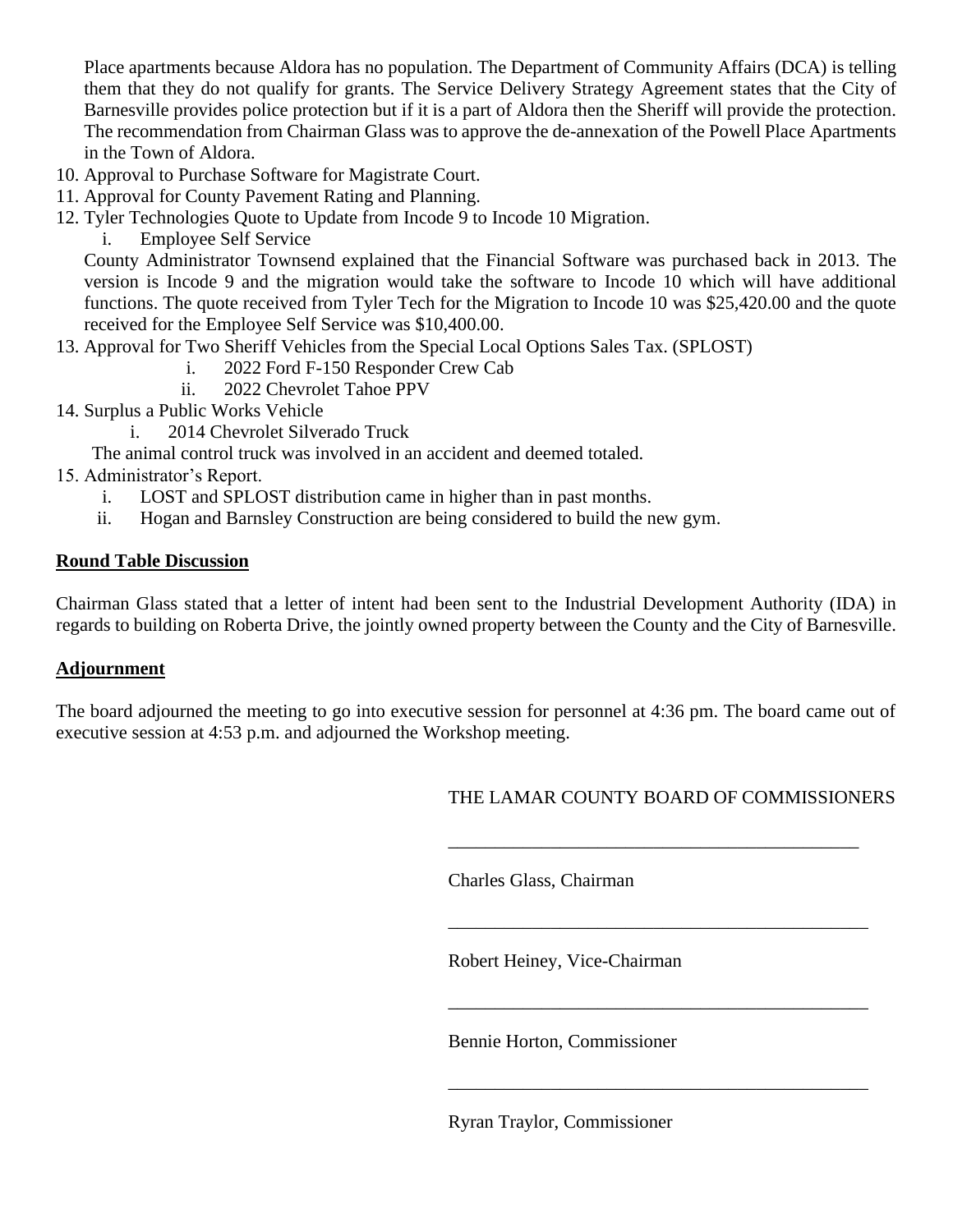Place apartments because Aldora has no population. The Department of Community Affairs (DCA) is telling them that they do not qualify for grants. The Service Delivery Strategy Agreement states that the City of Barnesville provides police protection but if it is a part of Aldora then the Sheriff will provide the protection. The recommendation from Chairman Glass was to approve the de-annexation of the Powell Place Apartments in the Town of Aldora.

10. Approval to Purchase Software for Magistrate Court.
11. Approval for County Pavement Rating and Planning.
12. Tyler Technologies Quote to Update from Incode 9 to Incode 10 Migration.
    i. Employee Self Service

    County Administrator Townsend explained that the Financial Software was purchased back in 2013. The version is Incode 9 and the migration would take the software to Incode 10 which will have additional functions. The quote received from Tyler Tech for the Migration to Incode 10 was $25,420.00 and the quote received for the Employee Self Service was $10,400.00.
13. Approval for Two Sheriff Vehicles from the Special Local Options Sales Tax. (SPLOST)
    i. 2022 Ford F-150 Responder Crew Cab
    ii. 2022 Chevrolet Tahoe PPV
14. Surplus a Public Works Vehicle
    i. 2014 Chevrolet Silverado Truck

    The animal control truck was involved in an accident and deemed totaled.
15. Administrator's Report.
    i. LOST and SPLOST distribution came in higher than in past months.
    ii. Hogan and Barnsley Construction are being considered to build the new gym.

**Round Table Discussion**

Chairman Glass stated that a letter of intent had been sent to the Industrial Development Authority (IDA) in regards to building on Roberta Drive, the jointly owned property between the County and the City of Barnesville.

**Adjournment**

The board adjourned the meeting to go into executive session for personnel at 4:36 pm. The board came out of executive session at 4:53 p.m. and adjourned the Workshop meeting.

THE LAMAR COUNTY BOARD OF COMMISSIONERS

\_\_\_\_\_\_\_\_\_\_\_\_\_\_\_\_\_\_\_\_\_\_\_\_\_\_\_\_\_\_\_\_\_\_\_\_\_\_\_\_\_\_\_\_

Charles Glass, Chairman

\_\_\_\_\_\_\_\_\_\_\_\_\_\_\_\_\_\_\_\_\_\_\_\_\_\_\_\_\_\_\_\_\_\_\_\_\_\_\_\_\_\_\_\_

Robert Heiney, Vice-Chairman

\_\_\_\_\_\_\_\_\_\_\_\_\_\_\_\_\_\_\_\_\_\_\_\_\_\_\_\_\_\_\_\_\_\_\_\_\_\_\_\_\_\_\_\_

Bennie Horton, Commissioner

\_\_\_\_\_\_\_\_\_\_\_\_\_\_\_\_\_\_\_\_\_\_\_\_\_\_\_\_\_\_\_\_\_\_\_\_\_\_\_\_\_\_\_\_

Ryran Traylor, Commissioner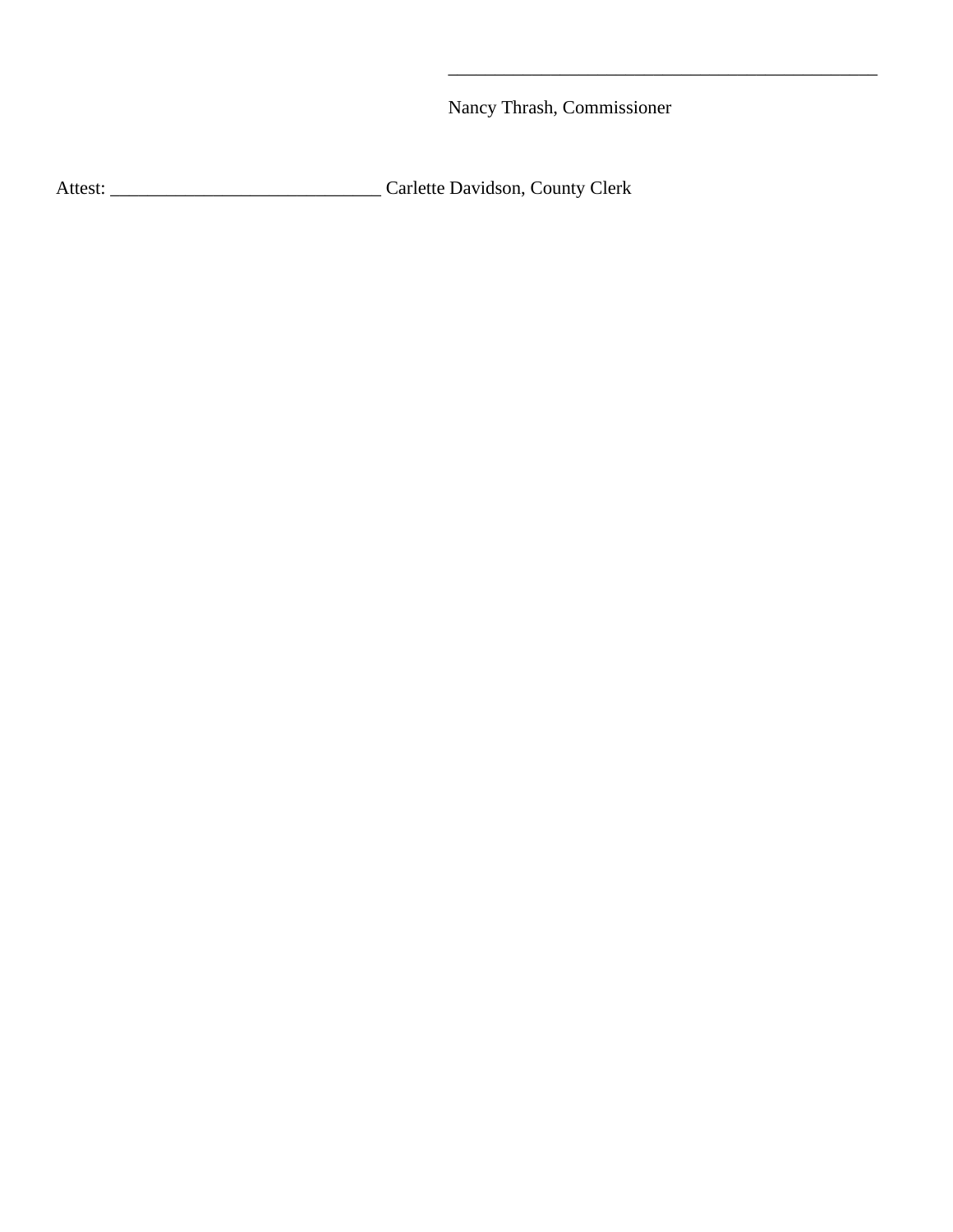\_\_\_\_\_\_\_\_\_\_\_\_\_\_\_\_\_\_\_\_\_\_\_\_\_\_\_\_\_\_\_\_\_\_\_\_\_\_\_\_\_\_\_\_

Nancy Thrash, Commissioner

Attest: \_\_\_\_\_\_\_\_\_\_\_\_\_\_\_\_\_\_\_\_\_\_\_\_\_\_\_\_\_\_ Carlette Davidson, County Clerk